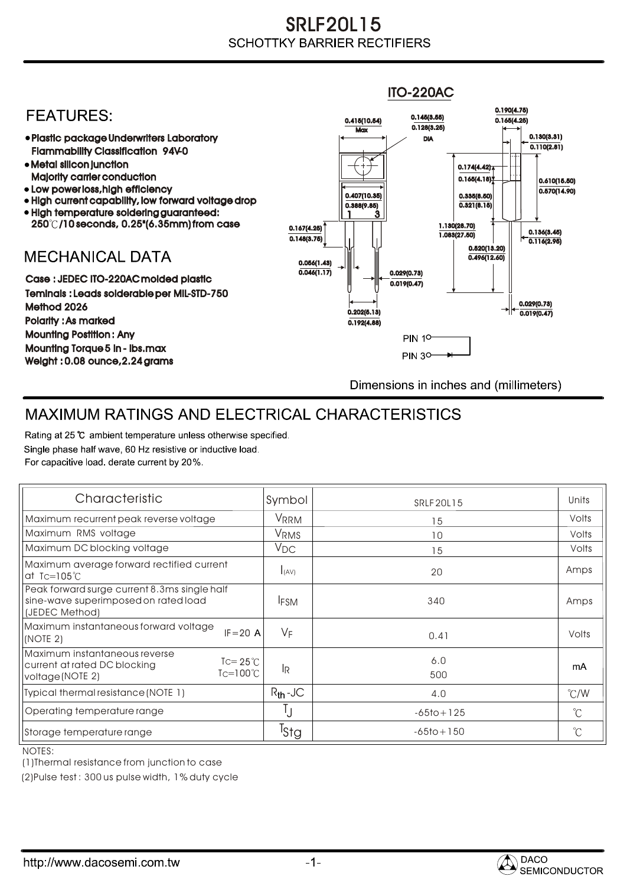# SRLF20L15

## SCHOTTKY BARRIER RECTIFIERS

ITO-220AC

## FEATURES:

- Plastic package Underwriters Laboratory Flammability Classification 94V-0
- Metal silicon junction Majority carrier conduction
- Low power loss, high efficiency
- High current capability, low forward voltage drop
- High temperature soldering guaranteed: 250℃/10 seconds, 0.25"(6.35mm) from case

## MECHANICAL DATA

Case : JEDEC ITO-220AC molded plastic
Teminals : Leads solderable per MIL-STD-750 Method 2026
Polarity : As marked
Mounting Postition : Any
Mounting Torque 5 in - lbs.max
Weight : 0.08 ounce, 2.24 grams

Dimensions in inches and (millimeters)

## MAXIMUM RATINGS AND ELECTRICAL CHARACTERISTICS

Rating at 25 ℃ ambient temperature unless otherwise specified.
Single phase half wave, 60 Hz resistive or inductive load.
For capacitive load. derate current by 20%.

| Characteristic | Symbol | SRLF20L15 | Units |
|---|---|---|---|
| Maximum recurrent peak reverse voltage | $V_{RRM}$ | 15 | Volts |
| Maximum RMS voltage | $V_{RMS}$ | 10 | Volts |
| Maximum DC blocking voltage | $V_{DC}$ | 15 | Volts |
| Maximum average forward rectified current at Tc=105℃ | $I_{(AV)}$ | 20 | Amps |
| Peak forward surge current 8.3ms single half sine-wave superimposed on rated load (JEDEC Method) | $I_{FSM}$ | 340 | Amps |
| Maximum instantaneous forward voltage (NOTE 2) IF=20 A | $V_F$ | 0.41 | Volts |
| Maximum instantaneous reverse current at rated DC blocking voltage (NOTE 2) Tc=25℃ / Tc=100℃ | $I_R$ | 6.0<br>500 | mA |
| Typical thermal resistance (NOTE 1) | $R_{th}$-JC | 4.0 | ℃/W |
| Operating temperature range | $T_J$ | -65to+125 | ℃ |
| Storage temperature range | $T_{Stg}$ | -65to+150 | ℃ |

NOTES:
(1)Thermal resistance from junction to case
(2)Pulse test : 300 us pulse width, 1% duty cycle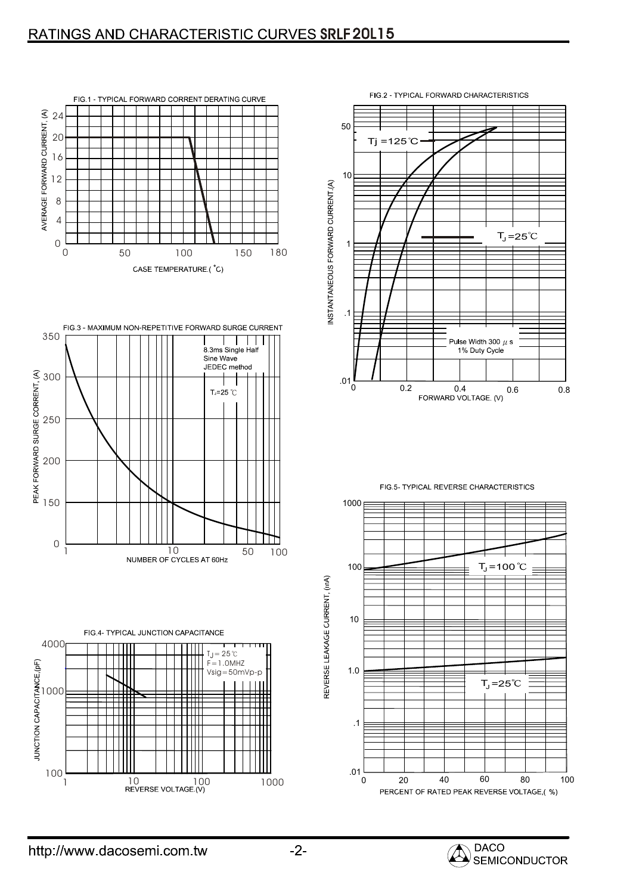# RATINGS AND CHARACTERISTIC CURVES SRLF20L15

FIG.1 - TYPICAL FORWARD CORRENT DERATING CURVE

AVERAGE FORWARD CURRENT, (A)

24
20
16
12
8
4
0

0
50
100
150
180

CASE TEMPERATURE.( °C)

FIG.2 - TYPICAL FORWARD CHARACTERISTICS

INSTANTANEOUS FORWARD CURRENT.(A)

50
10
1
.1
.01

Tj =125°C

$T_J$=25°C

Pulse Width 300 μ s
1% Duty Cycle

0
0.2
0.4
0.6
0.8

FORWARD VOLTAGE. (V)

FIG.3 - MAXIMUM NON-REPETITIVE FORWARD SURGE CURRENT

PEAK FORWARD SURGE CORRENT, (A)

350
300
250
200
150
0

8.3ms Single Half
Sine Wave
JEDEC method

$T_J$=25 °C

1
10
50
100

NUMBER OF CYCLES AT 60Hz

FIG.4- TYPICAL JUNCTION CAPACITANCE

JUNCTION CAPACITANCE,(pF)

4000
1000
100

$T_J$= 25 °C
F=1.0MHZ
Vsig=50mVp-p

1
10
100
1000

REVERSE VOLTAGE.(V)

FIG.5- TYPICAL REVERSE CHARACTERISTICS

REVERSE LEAKAGE CURRENT, (mA)

1000
100
10
1.0
.1
.01

$T_J$=100°C

$T_J$=25°C

0
20
40
60
80
100

PERCENT OF RATED PEAK REVERSE VOLTAGE,( %)